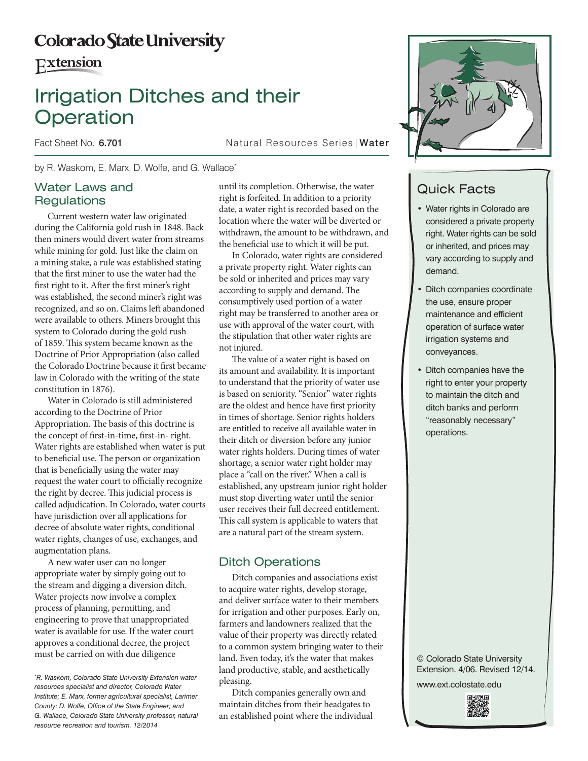Colorado State University

Extension

# Irrigation Ditches and their Operation

Fact Sheet No. **6.701** Natural Resources Series | **Water**

by R. Waskom, E. Marx, D. Wolfe, and G. Wallace*

## Quick Facts

- Water rights in Colorado are considered a private property right. Water rights can be sold or inherited, and prices may vary according to supply and demand.
- Ditch companies coordinate the use, ensure proper maintenance and efficient operation of surface water irrigation systems and conveyances.
- Ditch companies have the right to enter your property to maintain the ditch and ditch banks and perform "reasonably necessary" operations.

© Colorado State University Extension. 4/06. Revised 12/14.

www.ext.colostate.edu

## Water Laws and Regulations

Current western water law originated during the California gold rush in 1848. Back then miners would divert water from streams while mining for gold. Just like the claim on a mining stake, a rule was established stating that the first miner to use the water had the first right to it. After the first miner's right was established, the second miner's right was recognized, and so on. Claims left abandoned were available to others. Miners brought this system to Colorado during the gold rush of 1859. This system became known as the Doctrine of Prior Appropriation (also called the Colorado Doctrine because it first became law in Colorado with the writing of the state constitution in 1876).

Water in Colorado is still administered according to the Doctrine of Prior Appropriation. The basis of this doctrine is the concept of first-in-time, first-in- right. Water rights are established when water is put to beneficial use. The person or organization that is beneficially using the water may request the water court to officially recognize the right by decree. This judicial process is called adjudication. In Colorado, water courts have jurisdiction over all applications for decree of absolute water rights, conditional water rights, changes of use, exchanges, and augmentation plans.

A new water user can no longer appropriate water by simply going out to the stream and digging a diversion ditch. Water projects now involve a complex process of planning, permitting, and engineering to prove that unappropriated water is available for use. If the water court approves a conditional decree, the project must be carried on with due diligence until its completion. Otherwise, the water right is forfeited. In addition to a priority date, a water right is recorded based on the location where the water will be diverted or withdrawn, the amount to be withdrawn, and the beneficial use to which it will be put.

In Colorado, water rights are considered a private property right. Water rights can be sold or inherited and prices may vary according to supply and demand. The consumptively used portion of a water right may be transferred to another area or use with approval of the water court, with the stipulation that other water rights are not injured.

The value of a water right is based on its amount and availability. It is important to understand that the priority of water use is based on seniority. "Senior" water rights are the oldest and hence have first priority in times of shortage. Senior rights holders are entitled to receive all available water in their ditch or diversion before any junior water rights holders. During times of water shortage, a senior water right holder may place a "call on the river." When a call is established, any upstream junior right holder must stop diverting water until the senior user receives their full decreed entitlement. This call system is applicable to waters that are a natural part of the stream system.

## Ditch Operations

Ditch companies and associations exist to acquire water rights, develop storage, and deliver surface water to their members for irrigation and other purposes. Early on, farmers and landowners realized that the value of their property was directly related to a common system bringing water to their land. Even today, it's the water that makes land productive, stable, and aesthetically pleasing.

Ditch companies generally own and maintain ditches from their headgates to an established point where the individual

*\*R. Waskom, Colorado State University Extension water resources specialist and director, Colorado Water Institute; E. Marx, former agricultural specialist, Larimer County; D. Wolfe, Office of the State Engineer; and G. Wallace, Colorado State University professor, natural resource recreation and tourism. 12/2014*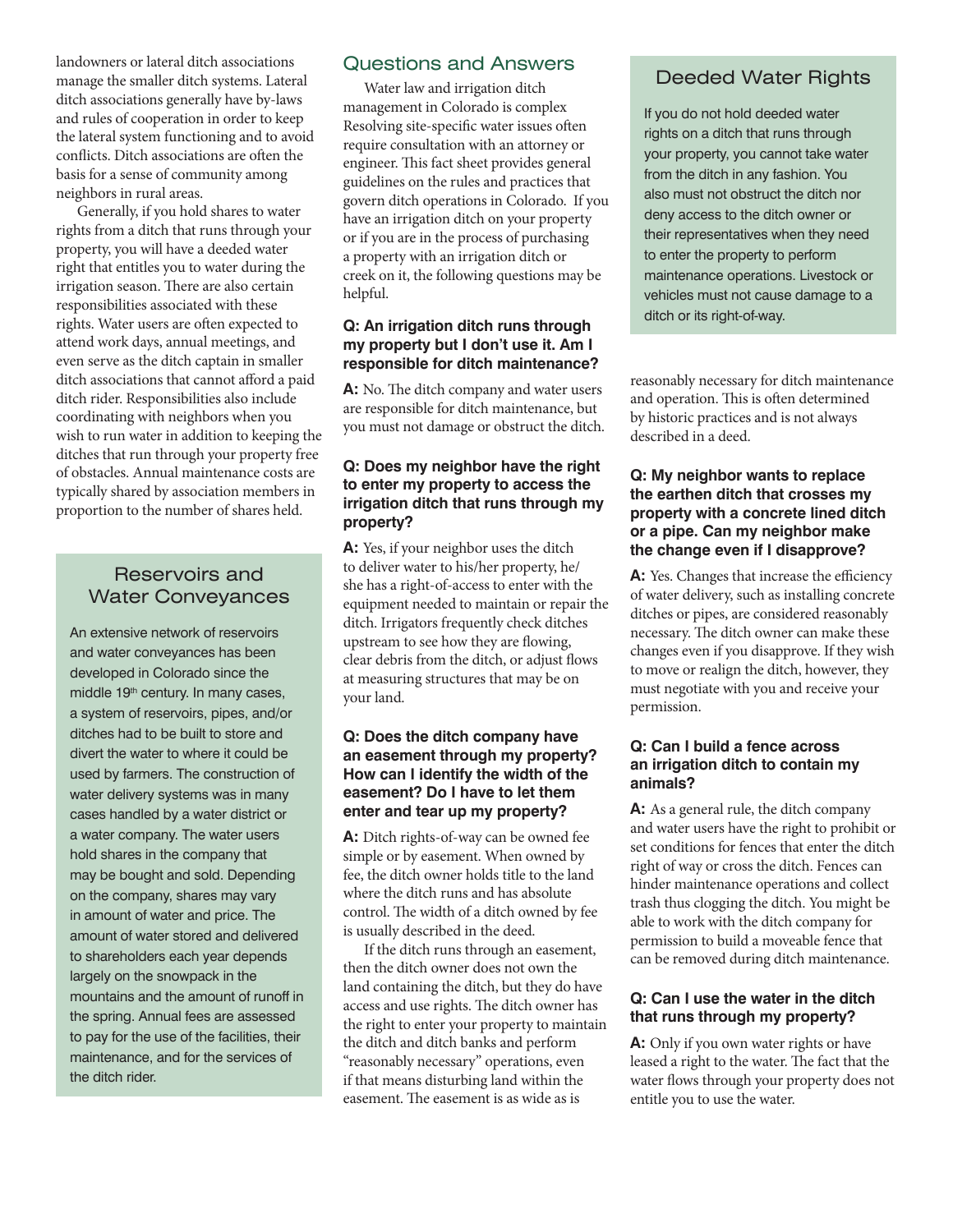landowners or lateral ditch associations manage the smaller ditch systems. Lateral ditch associations generally have by-laws and rules of cooperation in order to keep the lateral system functioning and to avoid conflicts. Ditch associations are often the basis for a sense of community among neighbors in rural areas.

Generally, if you hold shares to water rights from a ditch that runs through your property, you will have a deeded water right that entitles you to water during the irrigation season. There are also certain responsibilities associated with these rights. Water users are often expected to attend work days, annual meetings, and even serve as the ditch captain in smaller ditch associations that cannot afford a paid ditch rider. Responsibilities also include coordinating with neighbors when you wish to run water in addition to keeping the ditches that run through your property free of obstacles. Annual maintenance costs are typically shared by association members in proportion to the number of shares held.

## Reservoirs and Water Conveyances

An extensive network of reservoirs and water conveyances has been developed in Colorado since the middle 19th century. In many cases, a system of reservoirs, pipes, and/or ditches had to be built to store and divert the water to where it could be used by farmers. The construction of water delivery systems was in many cases handled by a water district or a water company. The water users hold shares in the company that may be bought and sold. Depending on the company, shares may vary in amount of water and price. The amount of water stored and delivered to shareholders each year depends largely on the snowpack in the mountains and the amount of runoff in the spring. Annual fees are assessed to pay for the use of the facilities, their maintenance, and for the services of the ditch rider.

## Questions and Answers

Water law and irrigation ditch management in Colorado is complex Resolving site-specific water issues often require consultation with an attorney or engineer. This fact sheet provides general guidelines on the rules and practices that govern ditch operations in Colorado. If you have an irrigation ditch on your property or if you are in the process of purchasing a property with an irrigation ditch or creek on it, the following questions may be helpful.

**Q: An irrigation ditch runs through my property but I don't use it. Am I responsible for ditch maintenance?**

**A:** No. The ditch company and water users are responsible for ditch maintenance, but you must not damage or obstruct the ditch.

**Q: Does my neighbor have the right to enter my property to access the irrigation ditch that runs through my property?**

**A:** Yes, if your neighbor uses the ditch to deliver water to his/her property, he/she has a right-of-access to enter with the equipment needed to maintain or repair the ditch. Irrigators frequently check ditches upstream to see how they are flowing, clear debris from the ditch, or adjust flows at measuring structures that may be on your land.

**Q: Does the ditch company have an easement through my property? How can I identify the width of the easement? Do I have to let them enter and tear up my property?**

**A:** Ditch rights-of-way can be owned fee simple or by easement. When owned by fee, the ditch owner holds title to the land where the ditch runs and has absolute control. The width of a ditch owned by fee is usually described in the deed.

If the ditch runs through an easement, then the ditch owner does not own the land containing the ditch, but they do have access and use rights. The ditch owner has the right to enter your property to maintain the ditch and ditch banks and perform "reasonably necessary" operations, even if that means disturbing land within the easement. The easement is as wide as is reasonably necessary for ditch maintenance and operation. This is often determined by historic practices and is not always described in a deed.

## Deeded Water Rights

If you do not hold deeded water rights on a ditch that runs through your property, you cannot take water from the ditch in any fashion. You also must not obstruct the ditch nor deny access to the ditch owner or their representatives when they need to enter the property to perform maintenance operations. Livestock or vehicles must not cause damage to a ditch or its right-of-way.

**Q: My neighbor wants to replace the earthen ditch that crosses my property with a concrete lined ditch or a pipe. Can my neighbor make the change even if I disapprove?**

**A:** Yes. Changes that increase the efficiency of water delivery, such as installing concrete ditches or pipes, are considered reasonably necessary. The ditch owner can make these changes even if you disapprove. If they wish to move or realign the ditch, however, they must negotiate with you and receive your permission.

**Q: Can I build a fence across an irrigation ditch to contain my animals?**

**A:** As a general rule, the ditch company and water users have the right to prohibit or set conditions for fences that enter the ditch right of way or cross the ditch. Fences can hinder maintenance operations and collect trash thus clogging the ditch. You might be able to work with the ditch company for permission to build a moveable fence that can be removed during ditch maintenance.

**Q: Can I use the water in the ditch that runs through my property?**

**A:** Only if you own water rights or have leased a right to the water. The fact that the water flows through your property does not entitle you to use the water.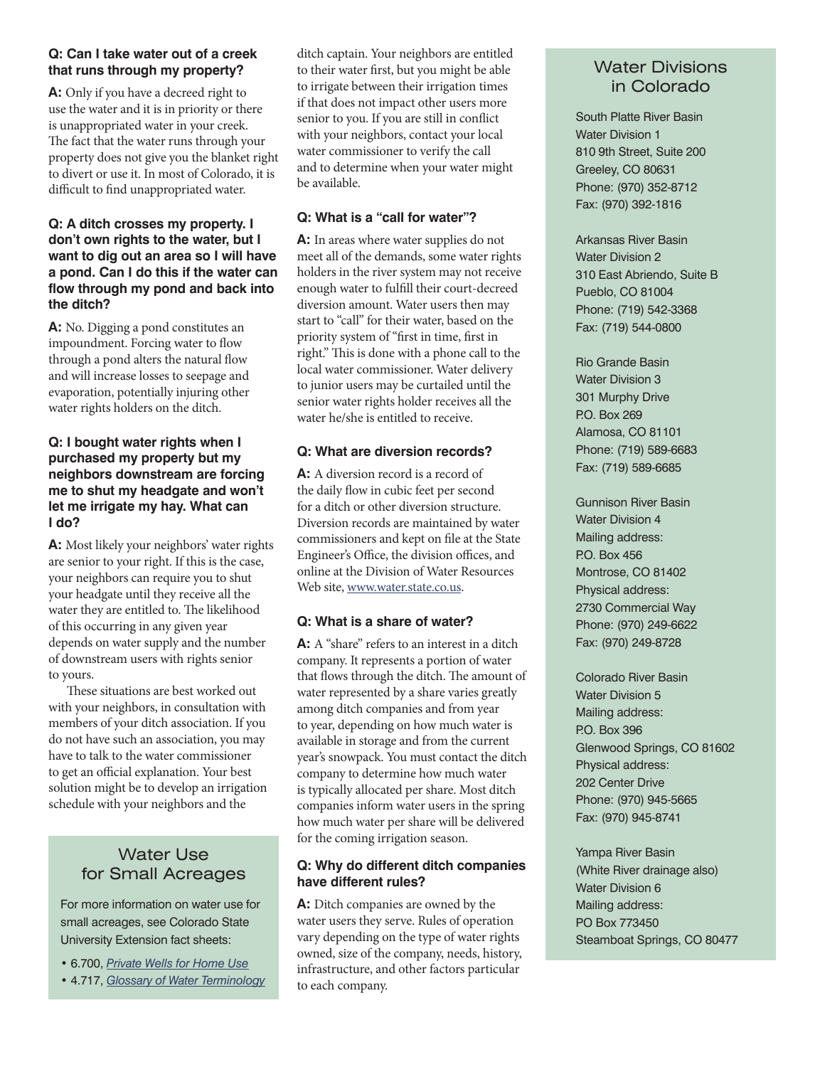**Q: Can I take water out of a creek that runs through my property?**

**A:** Only if you have a decreed right to use the water and it is in priority or there is unappropriated water in your creek. The fact that the water runs through your property does not give you the blanket right to divert or use it. In most of Colorado, it is difficult to find unappropriated water.

**Q: A ditch crosses my property. I don't own rights to the water, but I want to dig out an area so I will have a pond. Can I do this if the water can flow through my pond and back into the ditch?**

**A:** No. Digging a pond constitutes an impoundment. Forcing water to flow through a pond alters the natural flow and will increase losses to seepage and evaporation, potentially injuring other water rights holders on the ditch.

**Q: I bought water rights when I purchased my property but my neighbors downstream are forcing me to shut my headgate and won't let me irrigate my hay. What can I do?**

**A:** Most likely your neighbors' water rights are senior to your right. If this is the case, your neighbors can require you to shut your headgate until they receive all the water they are entitled to. The likelihood of this occurring in any given year depends on water supply and the number of downstream users with rights senior to yours.

These situations are best worked out with your neighbors, in consultation with members of your ditch association. If you do not have such an association, you may have to talk to the water commissioner to get an official explanation. Your best solution might be to develop an irrigation schedule with your neighbors and the ditch captain. Your neighbors are entitled to their water first, but you might be able to irrigate between their irrigation times if that does not impact other users more senior to you. If you are still in conflict with your neighbors, contact your local water commissioner to verify the call and to determine when your water might be available.

## Water Use for Small Acreages

For more information on water use for small acreages, see Colorado State University Extension fact sheets:

- 6.700, *Private Wells for Home Use*
- 4.717, *Glossary of Water Terminology*

**Q: What is a "call for water"?**

**A:** In areas where water supplies do not meet all of the demands, some water rights holders in the river system may not receive enough water to fulfill their court-decreed diversion amount. Water users then may start to "call" for their water, based on the priority system of "first in time, first in right." This is done with a phone call to the local water commissioner. Water delivery to junior users may be curtailed until the senior water rights holder receives all the water he/she is entitled to receive.

**Q: What are diversion records?**

**A:** A diversion record is a record of the daily flow in cubic feet per second for a ditch or other diversion structure. Diversion records are maintained by water commissioners and kept on file at the State Engineer's Office, the division offices, and online at the Division of Water Resources Web site, www.water.state.co.us.

**Q: What is a share of water?**

**A:** A "share" refers to an interest in a ditch company. It represents a portion of water that flows through the ditch. The amount of water represented by a share varies greatly among ditch companies and from year to year, depending on how much water is available in storage and from the current year's snowpack. You must contact the ditch company to determine how much water is typically allocated per share. Most ditch companies inform water users in the spring how much water per share will be delivered for the coming irrigation season.

**Q: Why do different ditch companies have different rules?**

**A:** Ditch companies are owned by the water users they serve. Rules of operation vary depending on the type of water rights owned, size of the company, needs, history, infrastructure, and other factors particular to each company.

## Water Divisions in Colorado

South Platte River Basin
Water Division 1
810 9th Street, Suite 200
Greeley, CO 80631
Phone: (970) 352-8712
Fax: (970) 392-1816

Arkansas River Basin
Water Division 2
310 East Abriendo, Suite B
Pueblo, CO 81004
Phone: (719) 542-3368
Fax: (719) 544-0800

Rio Grande Basin
Water Division 3
301 Murphy Drive
P.O. Box 269
Alamosa, CO 81101
Phone: (719) 589-6683
Fax: (719) 589-6685

Gunnison River Basin
Water Division 4
Mailing address:
P.O. Box 456
Montrose, CO 81402
Physical address:
2730 Commercial Way
Phone: (970) 249-6622
Fax: (970) 249-8728

Colorado River Basin
Water Division 5
Mailing address:
P.O. Box 396
Glenwood Springs, CO 81602
Physical address:
202 Center Drive
Phone: (970) 945-5665
Fax: (970) 945-8741

Yampa River Basin
(White River drainage also)
Water Division 6
Mailing address:
PO Box 773450
Steamboat Springs, CO 80477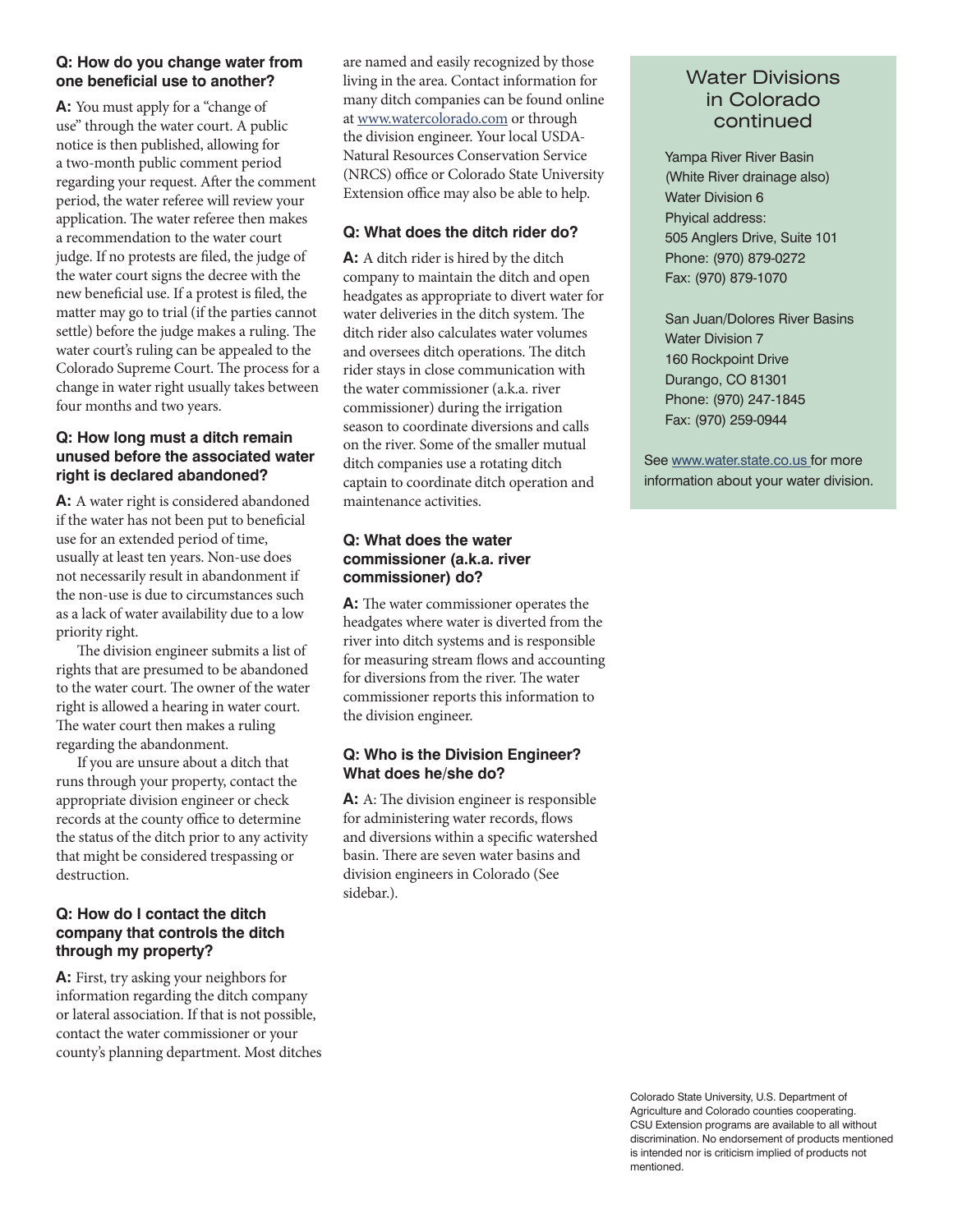### Q: How do you change water from one beneficial use to another?

**A:** You must apply for a "change of use" through the water court. A public notice is then published, allowing for a two-month public comment period regarding your request. After the comment period, the water referee will review your application. The water referee then makes a recommendation to the water court judge. If no protests are filed, the judge of the water court signs the decree with the new beneficial use. If a protest is filed, the matter may go to trial (if the parties cannot settle) before the judge makes a ruling. The water court's ruling can be appealed to the Colorado Supreme Court. The process for a change in water right usually takes between four months and two years.

### Q: How long must a ditch remain unused before the associated water right is declared abandoned?

**A:** A water right is considered abandoned if the water has not been put to beneficial use for an extended period of time, usually at least ten years. Non-use does not necessarily result in abandonment if the non-use is due to circumstances such as a lack of water availability due to a low priority right.

The division engineer submits a list of rights that are presumed to be abandoned to the water court. The owner of the water right is allowed a hearing in water court. The water court then makes a ruling regarding the abandonment.

If you are unsure about a ditch that runs through your property, contact the appropriate division engineer or check records at the county office to determine the status of the ditch prior to any activity that might be considered trespassing or destruction.

### Q: How do I contact the ditch company that controls the ditch through my property?

**A:** First, try asking your neighbors for information regarding the ditch company or lateral association. If that is not possible, contact the water commissioner or your county's planning department. Most ditches are named and easily recognized by those living in the area. Contact information for many ditch companies can be found online at www.watercolorado.com or through the division engineer. Your local USDA-Natural Resources Conservation Service (NRCS) office or Colorado State University Extension office may also be able to help.

### Q: What does the ditch rider do?

**A:** A ditch rider is hired by the ditch company to maintain the ditch and open headgates as appropriate to divert water for water deliveries in the ditch system. The ditch rider also calculates water volumes and oversees ditch operations. The ditch rider stays in close communication with the water commissioner (a.k.a. river commissioner) during the irrigation season to coordinate diversions and calls on the river. Some of the smaller mutual ditch companies use a rotating ditch captain to coordinate ditch operation and maintenance activities.

### Q: What does the water commissioner (a.k.a. river commissioner) do?

**A:** The water commissioner operates the headgates where water is diverted from the river into ditch systems and is responsible for measuring stream flows and accounting for diversions from the river. The water commissioner reports this information to the division engineer.

### Q: Who is the Division Engineer? What does he/she do?

**A:** A: The division engineer is responsible for administering water records, flows and diversions within a specific watershed basin. There are seven water basins and division engineers in Colorado (See sidebar.).

## Water Divisions in Colorado continued

Yampa River River Basin
(White River drainage also)
Water Division 6
Phyical address:
505 Anglers Drive, Suite 101
Phone: (970) 879-0272
Fax: (970) 879-1070

San Juan/Dolores River Basins
Water Division 7
160 Rockpoint Drive
Durango, CO 81301
Phone: (970) 247-1845
Fax: (970) 259-0944

See www.water.state.co.us for more information about your water division.

Colorado State University, U.S. Department of Agriculture and Colorado counties cooperating. CSU Extension programs are available to all without discrimination. No endorsement of products mentioned is intended nor is criticism implied of products not mentioned.